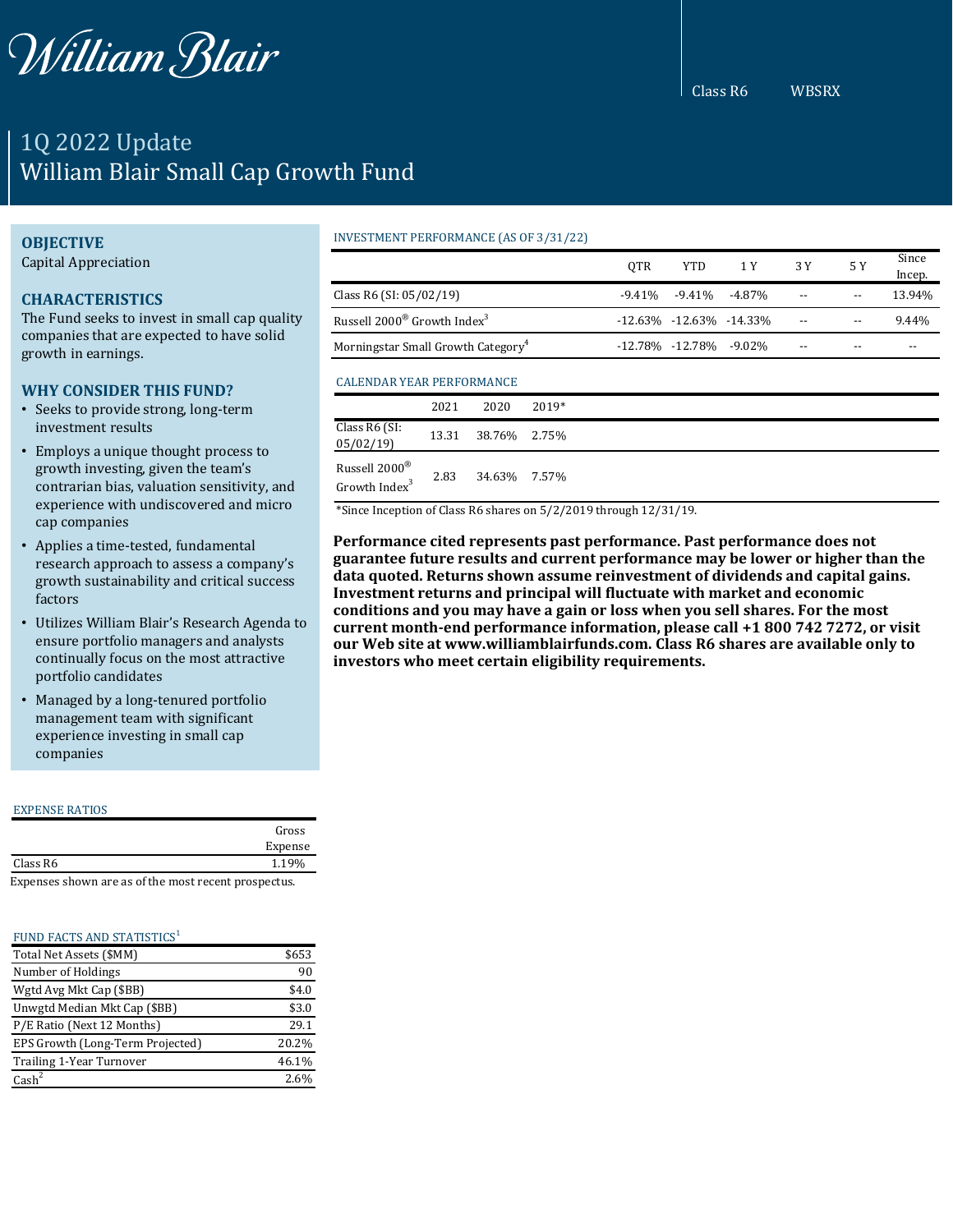William Blair

Class R6 WBSRX

# 1Q 2022 Update
# William Blair Small Cap Growth Fund

## OBJECTIVE
Capital Appreciation

## CHARACTERISTICS
The Fund seeks to invest in small cap quality companies that are expected to have solid growth in earnings.

## WHY CONSIDER THIS FUND?
- Seeks to provide strong, long-term investment results
- Employs a unique thought process to growth investing, given the team's contrarian bias, valuation sensitivity, and experience with undiscovered and micro cap companies
- Applies a time-tested, fundamental research approach to assess a company's growth sustainability and critical success factors
- Utilizes William Blair's Research Agenda to ensure portfolio managers and analysts continually focus on the most attractive portfolio candidates
- Managed by a long-tenured portfolio management team with significant experience investing in small cap companies

### INVESTMENT PERFORMANCE (AS OF 3/31/22)

| | QTR | YTD | 1 Y | 3 Y | 5 Y | Since Incep. |
|---|---|---|---|---|---|---|
| Class R6 (SI: 05/02/19) | -9.41% | -9.41% | -4.87% | -- | -- | 13.94% |
| Russell 2000® Growth Index[3] | -12.63% | -12.63% | -14.33% | -- | -- | 9.44% |
| Morningstar Small Growth Category[4] | -12.78% | -12.78% | -9.02% | -- | -- | -- |

### CALENDAR YEAR PERFORMANCE

| | 2021 | 2020 | 2019* |
|---|---|---|---|
| Class R6 (SI: 05/02/19) | 13.31 | 38.76% | 2.75% |
| Russell 2000® Growth Index[3] | 2.83 | 34.63% | 7.57% |

*Since Inception of Class R6 shares on 5/2/2019 through 12/31/19.

**Performance cited represents past performance. Past performance does not guarantee future results and current performance may be lower or higher than the data quoted. Returns shown assume reinvestment of dividends and capital gains. Investment returns and principal will fluctuate with market and economic conditions and you may have a gain or loss when you sell shares. For the most current month-end performance information, please call +1 800 742 7272, or visit our Web site at www.williamblairfunds.com. Class R6 shares are available only to investors who meet certain eligibility requirements.**

### EXPENSE RATIOS

| | Gross Expense |
|---|---|
| Class R6 | 1.19% |

Expenses shown are as of the most recent prospectus.

### FUND FACTS AND STATISTICS[1]

| | |
|---|---|
| Total Net Assets ($MM) | $653 |
| Number of Holdings | 90 |
| Wgtd Avg Mkt Cap ($BB) | $4.0 |
| Unwgtd Median Mkt Cap ($BB) | $3.0 |
| P/E Ratio (Next 12 Months) | 29.1 |
| EPS Growth (Long-Term Projected) | 20.2% |
| Trailing 1-Year Turnover | 46.1% |
| Cash[2] | 2.6% |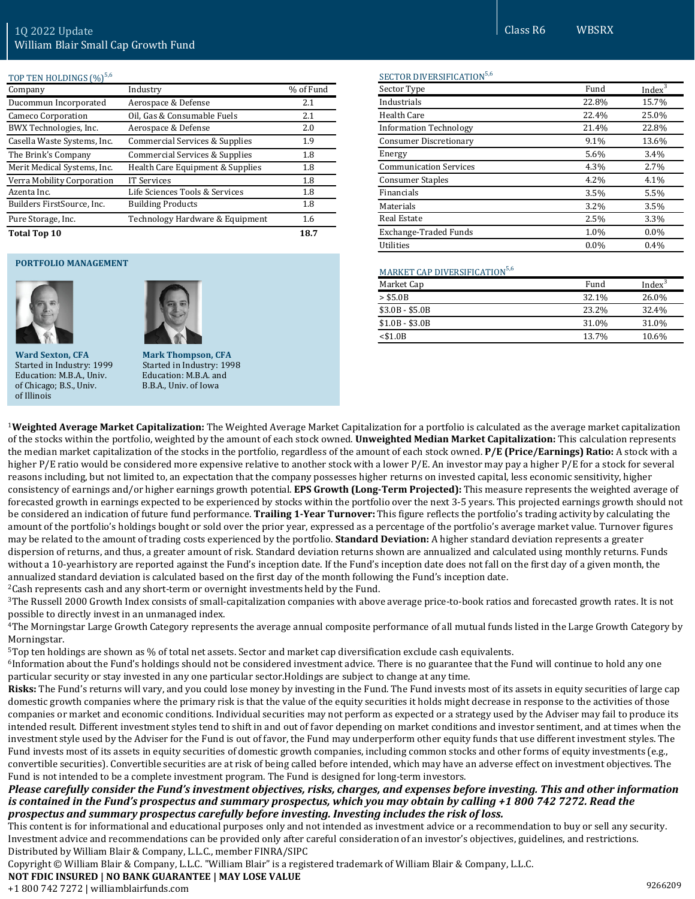1Q 2022 Update

William Blair Small Cap Growth Fund

Class R6 WBSRX

## TOP TEN HOLDINGS (%)[5,6]

| Company | Industry | % of Fund |
|---|---|---|
| Ducommun Incorporated | Aerospace & Defense | 2.1 |
| Cameco Corporation | Oil, Gas & Consumable Fuels | 2.1 |
| BWX Technologies, Inc. | Aerospace & Defense | 2.0 |
| Casella Waste Systems, Inc. | Commercial Services & Supplies | 1.9 |
| The Brink's Company | Commercial Services & Supplies | 1.8 |
| Merit Medical Systems, Inc. | Health Care Equipment & Supplies | 1.8 |
| Verra Mobility Corporation | IT Services | 1.8 |
| Azenta Inc. | Life Sciences Tools & Services | 1.8 |
| Builders FirstSource, Inc. | Building Products | 1.8 |
| Pure Storage, Inc. | Technology Hardware & Equipment | 1.6 |
| **Total Top 10** | | **18.7** |

## PORTFOLIO MANAGEMENT

**Ward Sexton, CFA**
Started in Industry: 1999
Education: M.B.A., Univ. of Chicago; B.S., Univ. of Illinois

**Mark Thompson, CFA**
Started in Industry: 1998
Education: M.B.A. and B.B.A., Univ. of Iowa

## SECTOR DIVERSIFICATION[5,6]

| Sector Type | Fund | Index[3] |
|---|---|---|
| Industrials | 22.8% | 15.7% |
| Health Care | 22.4% | 25.0% |
| Information Technology | 21.4% | 22.8% |
| Consumer Discretionary | 9.1% | 13.6% |
| Energy | 5.6% | 3.4% |
| Communication Services | 4.3% | 2.7% |
| Consumer Staples | 4.2% | 4.1% |
| Financials | 3.5% | 5.5% |
| Materials | 3.2% | 3.5% |
| Real Estate | 2.5% | 3.3% |
| Exchange-Traded Funds | 1.0% | 0.0% |
| Utilities | 0.0% | 0.4% |

## MARKET CAP DIVERSIFICATION[5,6]

| Market Cap | Fund | Index[3] |
|---|---|---|
| > $5.0B | 32.1% | 26.0% |
| $3.0B - $5.0B | 23.2% | 32.4% |
| $1.0B - $3.0B | 31.0% | 31.0% |
| <$1.0B | 13.7% | 10.6% |

[1]**Weighted Average Market Capitalization:** The Weighted Average Market Capitalization for a portfolio is calculated as the average market capitalization of the stocks within the portfolio, weighted by the amount of each stock owned. **Unweighted Median Market Capitalization:** This calculation represents the median market capitalization of the stocks in the portfolio, regardless of the amount of each stock owned. **P/E (Price/Earnings) Ratio:** A stock with a higher P/E ratio would be considered more expensive relative to another stock with a lower P/E. An investor may pay a higher P/E for a stock for several reasons including, but not limited to, an expectation that the company possesses higher returns on invested capital, less economic sensitivity, higher consistency of earnings and/or higher earnings growth potential. **EPS Growth (Long-Term Projected):** This measure represents the weighted average of forecasted growth in earnings expected to be experienced by stocks within the portfolio over the next 3-5 years. This projected earnings growth should not be considered an indication of future fund performance. **Trailing 1-Year Turnover:** This figure reflects the portfolio's trading activity by calculating the amount of the portfolio's holdings bought or sold over the prior year, expressed as a percentage of the portfolio's average market value. Turnover figures may be related to the amount of trading costs experienced by the portfolio. **Standard Deviation:** A higher standard deviation represents a greater dispersion of returns, and thus, a greater amount of risk. Standard deviation returns shown are annualized and calculated using monthly returns. Funds without a 10-yearhistory are reported against the Fund's inception date. If the Fund's inception date does not fall on the first day of a given month, the annualized standard deviation is calculated based on the first day of the month following the Fund's inception date.
[2]Cash represents cash and any short-term or overnight investments held by the Fund.
[3]The Russell 2000 Growth Index consists of small-capitalization companies with above average price-to-book ratios and forecasted growth rates. It is not possible to directly invest in an unmanaged index.
[4]The Morningstar Large Growth Category represents the average annual composite performance of all mutual funds listed in the Large Growth Category by Morningstar.
[5]Top ten holdings are shown as % of total net assets. Sector and market cap diversification exclude cash equivalents.
[6]Information about the Fund's holdings should not be considered investment advice. There is no guarantee that the Fund will continue to hold any one particular security or stay invested in any one particular sector.Holdings are subject to change at any time.
**Risks:** The Fund's returns will vary, and you could lose money by investing in the Fund. The Fund invests most of its assets in equity securities of large cap domestic growth companies where the primary risk is that the value of the equity securities it holds might decrease in response to the activities of those companies or market and economic conditions. Individual securities may not perform as expected or a strategy used by the Adviser may fail to produce its intended result. Different investment styles tend to shift in and out of favor depending on market conditions and investor sentiment, and at times when the investment style used by the Adviser for the Fund is out of favor, the Fund may underperform other equity funds that use different investment styles. The Fund invests most of its assets in equity securities of domestic growth companies, including common stocks and other forms of equity investments (e.g., convertible securities). Convertible securities are at risk of being called before intended, which may have an adverse effect on investment objectives. The Fund is not intended to be a complete investment program. The Fund is designed for long-term investors.

***Please carefully consider the Fund's investment objectives, risks, charges, and expenses before investing. This and other information is contained in the Fund's prospectus and summary prospectus, which you may obtain by calling +1 800 742 7272. Read the prospectus and summary prospectus carefully before investing. Investing includes the risk of loss.***

This content is for informational and educational purposes only and not intended as investment advice or a recommendation to buy or sell any security. Investment advice and recommendations can be provided only after careful consideration of an investor's objectives, guidelines, and restrictions.
Distributed by William Blair & Company, L.L.C., member FINRA/SIPC
Copyright © William Blair & Company, L.L.C. "William Blair" is a registered trademark of William Blair & Company, L.L.C.
**NOT FDIC INSURED | NO BANK GUARANTEE | MAY LOSE VALUE**
+1 800 742 7272 | williamblairfunds.com

9266209